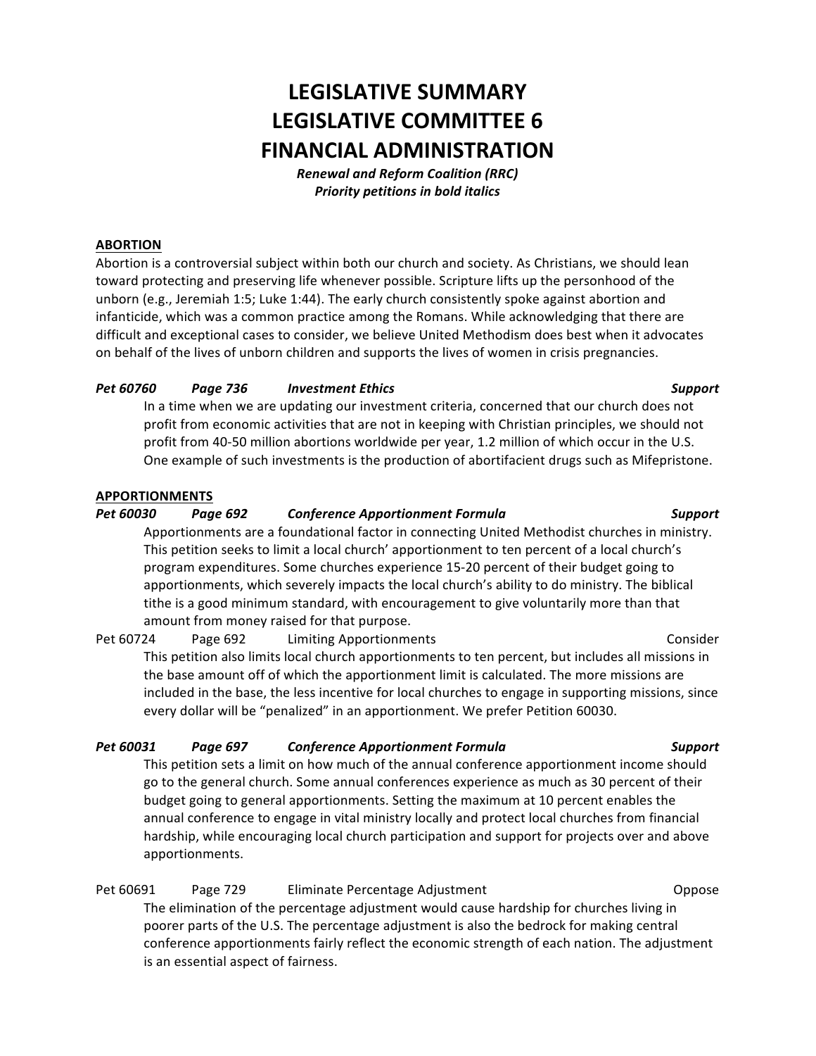# LEGISLATIVE SUMMARY
# LEGISLATIVE COMMITTEE 6
# FINANCIAL ADMINISTRATION

***Renewal and Reform Coalition (RRC)***
***Priority petitions in bold italics***

## ABORTION

Abortion is a controversial subject within both our church and society. As Christians, we should lean toward protecting and preserving life whenever possible. Scripture lifts up the personhood of the unborn (e.g., Jeremiah 1:5; Luke 1:44). The early church consistently spoke against abortion and infanticide, which was a common practice among the Romans. While acknowledging that there are difficult and exceptional cases to consider, we believe United Methodism does best when it advocates on behalf of the lives of unborn children and supports the lives of women in crisis pregnancies.

***Pet 60760 — Page 736 — Investment Ethics — Support***

In a time when we are updating our investment criteria, concerned that our church does not profit from economic activities that are not in keeping with Christian principles, we should not profit from 40-50 million abortions worldwide per year, 1.2 million of which occur in the U.S. One example of such investments is the production of abortifacient drugs such as Mifepristone.

## APPORTIONMENTS

***Pet 60030 — Page 692 — Conference Apportionment Formula — Support***

Apportionments are a foundational factor in connecting United Methodist churches in ministry. This petition seeks to limit a local church' apportionment to ten percent of a local church's program expenditures. Some churches experience 15-20 percent of their budget going to apportionments, which severely impacts the local church's ability to do ministry. The biblical tithe is a good minimum standard, with encouragement to give voluntarily more than that amount from money raised for that purpose.

Pet 60724 — Page 692 — Limiting Apportionments — Consider

This petition also limits local church apportionments to ten percent, but includes all missions in the base amount off of which the apportionment limit is calculated. The more missions are included in the base, the less incentive for local churches to engage in supporting missions, since every dollar will be "penalized" in an apportionment. We prefer Petition 60030.

***Pet 60031 — Page 697 — Conference Apportionment Formula — Support***

This petition sets a limit on how much of the annual conference apportionment income should go to the general church. Some annual conferences experience as much as 30 percent of their budget going to general apportionments. Setting the maximum at 10 percent enables the annual conference to engage in vital ministry locally and protect local churches from financial hardship, while encouraging local church participation and support for projects over and above apportionments.

Pet 60691 — Page 729 — Eliminate Percentage Adjustment — Oppose

The elimination of the percentage adjustment would cause hardship for churches living in poorer parts of the U.S. The percentage adjustment is also the bedrock for making central conference apportionments fairly reflect the economic strength of each nation. The adjustment is an essential aspect of fairness.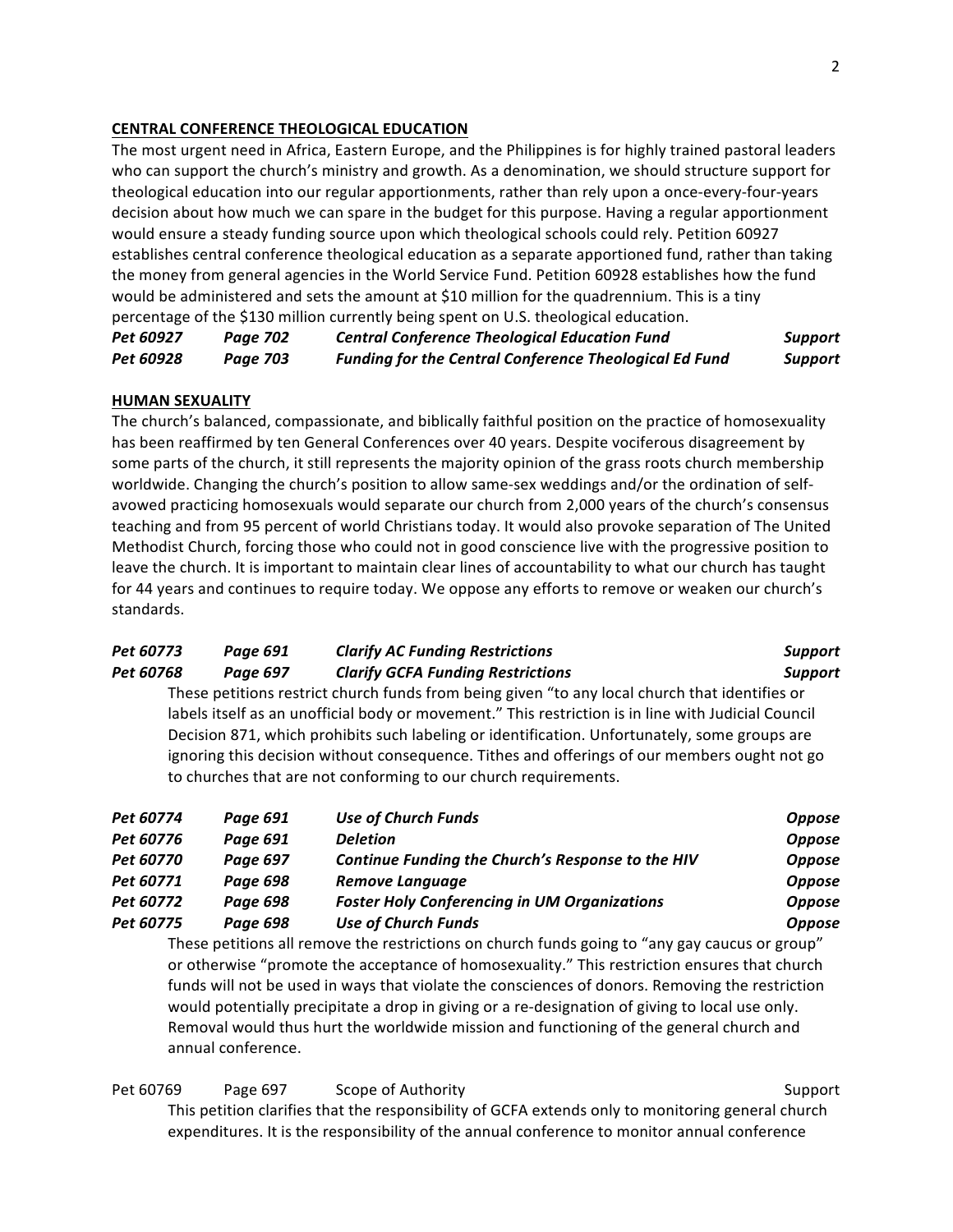## CENTRAL CONFERENCE THEOLOGICAL EDUCATION

The most urgent need in Africa, Eastern Europe, and the Philippines is for highly trained pastoral leaders who can support the church's ministry and growth. As a denomination, we should structure support for theological education into our regular apportionments, rather than rely upon a once-every-four-years decision about how much we can spare in the budget for this purpose. Having a regular apportionment would ensure a steady funding source upon which theological schools could rely. Petition 60927 establishes central conference theological education as a separate apportioned fund, rather than taking the money from general agencies in the World Service Fund. Petition 60928 establishes how the fund would be administered and sets the amount at $10 million for the quadrennium. This is a tiny percentage of the $130 million currently being spent on U.S. theological education.

| | | | |
|---|---|---|---|
| ***Pet 60927*** | ***Page 702*** | ***Central Conference Theological Education Fund*** | ***Support*** |
| ***Pet 60928*** | ***Page 703*** | ***Funding for the Central Conference Theological Ed Fund*** | ***Support*** |

## HUMAN SEXUALITY

The church's balanced, compassionate, and biblically faithful position on the practice of homosexuality has been reaffirmed by ten General Conferences over 40 years. Despite vociferous disagreement by some parts of the church, it still represents the majority opinion of the grass roots church membership worldwide. Changing the church's position to allow same-sex weddings and/or the ordination of self-avowed practicing homosexuals would separate our church from 2,000 years of the church's consensus teaching and from 95 percent of world Christians today. It would also provoke separation of The United Methodist Church, forcing those who could not in good conscience live with the progressive position to leave the church. It is important to maintain clear lines of accountability to what our church has taught for 44 years and continues to require today. We oppose any efforts to remove or weaken our church's standards.

| | | | |
|---|---|---|---|
| ***Pet 60773*** | ***Page 691*** | ***Clarify AC Funding Restrictions*** | ***Support*** |
| ***Pet 60768*** | ***Page 697*** | ***Clarify GCFA Funding Restrictions*** | ***Support*** |

These petitions restrict church funds from being given "to any local church that identifies or labels itself as an unofficial body or movement." This restriction is in line with Judicial Council Decision 871, which prohibits such labeling or identification. Unfortunately, some groups are ignoring this decision without consequence. Tithes and offerings of our members ought not go to churches that are not conforming to our church requirements.

| | | | |
|---|---|---|---|
| ***Pet 60774*** | ***Page 691*** | ***Use of Church Funds*** | ***Oppose*** |
| ***Pet 60776*** | ***Page 691*** | ***Deletion*** | ***Oppose*** |
| ***Pet 60770*** | ***Page 697*** | ***Continue Funding the Church's Response to the HIV*** | ***Oppose*** |
| ***Pet 60771*** | ***Page 698*** | ***Remove Language*** | ***Oppose*** |
| ***Pet 60772*** | ***Page 698*** | ***Foster Holy Conferencing in UM Organizations*** | ***Oppose*** |
| ***Pet 60775*** | ***Page 698*** | ***Use of Church Funds*** | ***Oppose*** |

These petitions all remove the restrictions on church funds going to "any gay caucus or group" or otherwise "promote the acceptance of homosexuality." This restriction ensures that church funds will not be used in ways that violate the consciences of donors. Removing the restriction would potentially precipitate a drop in giving or a re-designation of giving to local use only. Removal would thus hurt the worldwide mission and functioning of the general church and annual conference.

| | | | |
|---|---|---|---|
| Pet 60769 | Page 697 | Scope of Authority | Support |

This petition clarifies that the responsibility of GCFA extends only to monitoring general church expenditures. It is the responsibility of the annual conference to monitor annual conference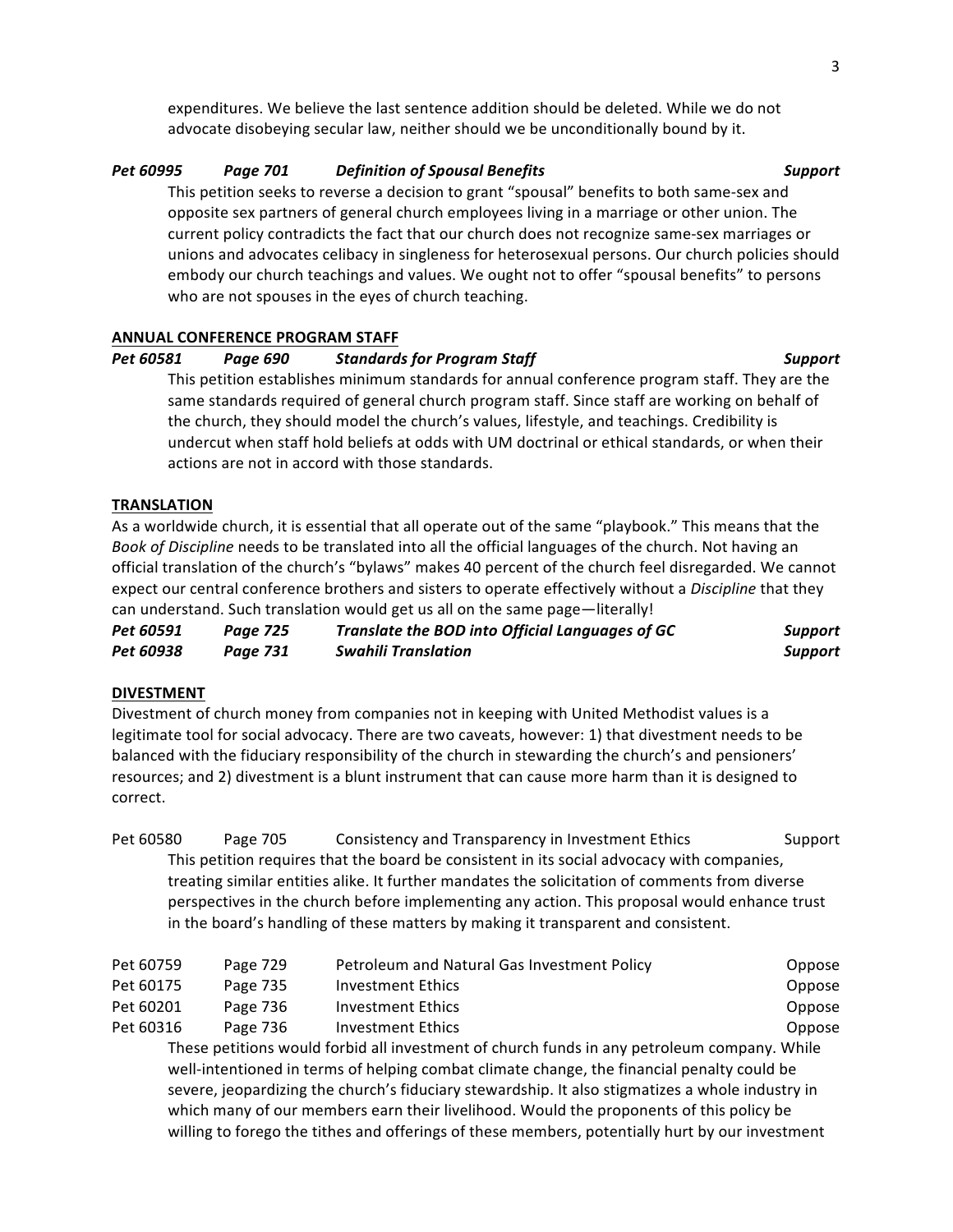expenditures. We believe the last sentence addition should be deleted. While we do not advocate disobeying secular law, neither should we be unconditionally bound by it.

***Pet 60995 Page 701 Definition of Spousal Benefits Support***

This petition seeks to reverse a decision to grant "spousal" benefits to both same-sex and opposite sex partners of general church employees living in a marriage or other union. The current policy contradicts the fact that our church does not recognize same-sex marriages or unions and advocates celibacy in singleness for heterosexual persons. Our church policies should embody our church teachings and values. We ought not to offer "spousal benefits" to persons who are not spouses in the eyes of church teaching.

**<u>ANNUAL CONFERENCE PROGRAM STAFF</u>**

***Pet 60581 Page 690 Standards for Program Staff Support***

This petition establishes minimum standards for annual conference program staff. They are the same standards required of general church program staff. Since staff are working on behalf of the church, they should model the church's values, lifestyle, and teachings. Credibility is undercut when staff hold beliefs at odds with UM doctrinal or ethical standards, or when their actions are not in accord with those standards.

**<u>TRANSLATION</u>**

As a worldwide church, it is essential that all operate out of the same "playbook." This means that the *Book of Discipline* needs to be translated into all the official languages of the church. Not having an official translation of the church's "bylaws" makes 40 percent of the church feel disregarded. We cannot expect our central conference brothers and sisters to operate effectively without a *Discipline* that they can understand. Such translation would get us all on the same page—literally!

| | | | |
|---|---|---|---|
| ***Pet 60591*** | ***Page 725*** | ***Translate the BOD into Official Languages of GC*** | ***Support*** |
| ***Pet 60938*** | ***Page 731*** | ***Swahili Translation*** | ***Support*** |

**<u>DIVESTMENT</u>**

Divestment of church money from companies not in keeping with United Methodist values is a legitimate tool for social advocacy. There are two caveats, however: 1) that divestment needs to be balanced with the fiduciary responsibility of the church in stewarding the church's and pensioners' resources; and 2) divestment is a blunt instrument that can cause more harm than it is designed to correct.

Pet 60580 Page 705 Consistency and Transparency in Investment Ethics Support

This petition requires that the board be consistent in its social advocacy with companies, treating similar entities alike. It further mandates the solicitation of comments from diverse perspectives in the church before implementing any action. This proposal would enhance trust in the board's handling of these matters by making it transparent and consistent.

| | | | |
|---|---|---|---|
| Pet 60759 | Page 729 | Petroleum and Natural Gas Investment Policy | Oppose |
| Pet 60175 | Page 735 | Investment Ethics | Oppose |
| Pet 60201 | Page 736 | Investment Ethics | Oppose |
| Pet 60316 | Page 736 | Investment Ethics | Oppose |

These petitions would forbid all investment of church funds in any petroleum company. While well-intentioned in terms of helping combat climate change, the financial penalty could be severe, jeopardizing the church's fiduciary stewardship. It also stigmatizes a whole industry in which many of our members earn their livelihood. Would the proponents of this policy be willing to forego the tithes and offerings of these members, potentially hurt by our investment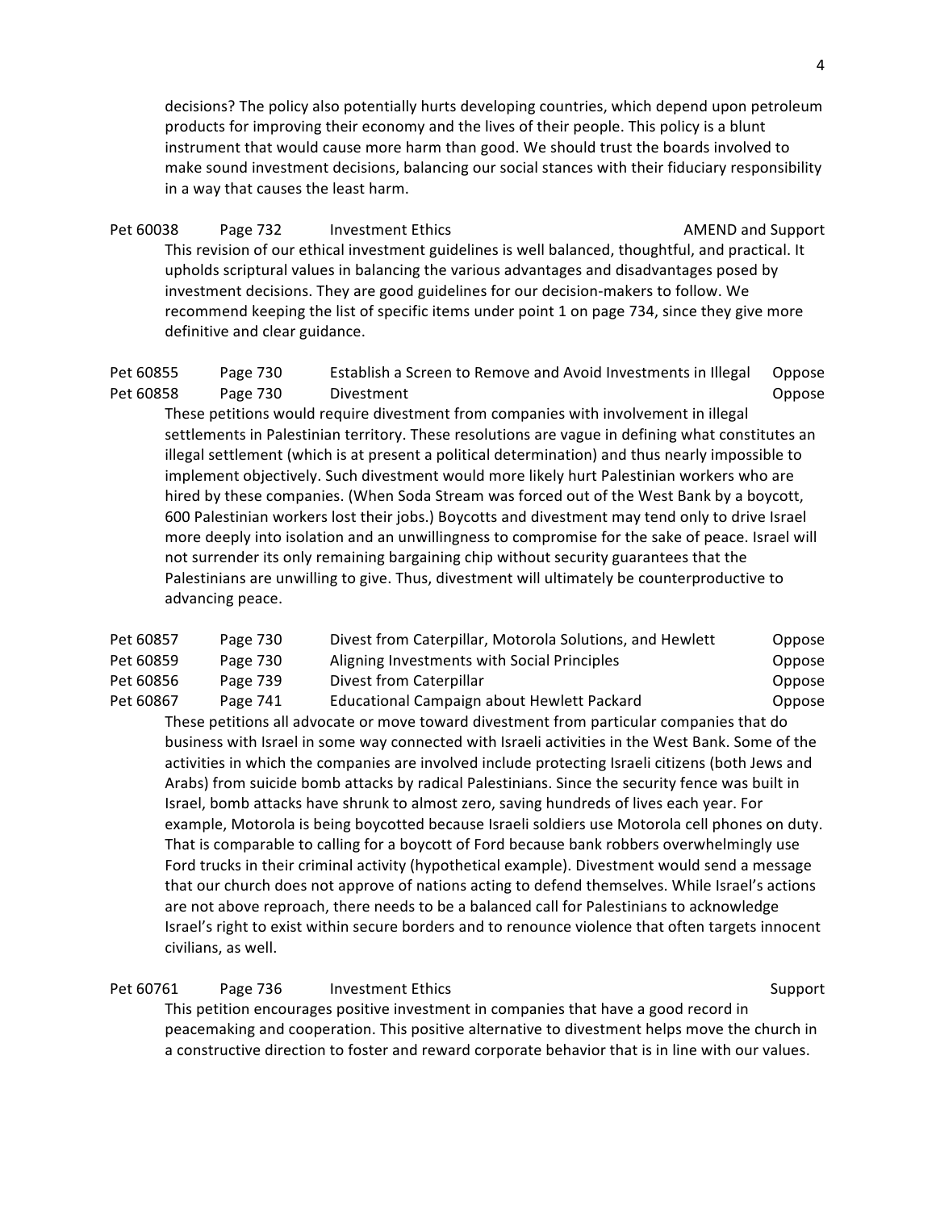decisions? The policy also potentially hurts developing countries, which depend upon petroleum products for improving their economy and the lives of their people. This policy is a blunt instrument that would cause more harm than good. We should trust the boards involved to make sound investment decisions, balancing our social stances with their fiduciary responsibility in a way that causes the least harm.

| Pet 60038 | Page 732 | Investment Ethics | AMEND and Support |
|---|---|---|---|

This revision of our ethical investment guidelines is well balanced, thoughtful, and practical. It upholds scriptural values in balancing the various advantages and disadvantages posed by investment decisions. They are good guidelines for our decision-makers to follow. We recommend keeping the list of specific items under point 1 on page 734, since they give more definitive and clear guidance.

| Pet 60855 | Page 730 | Establish a Screen to Remove and Avoid Investments in Illegal | Oppose |
|---|---|---|---|
| Pet 60858 | Page 730 | Divestment | Oppose |

These petitions would require divestment from companies with involvement in illegal settlements in Palestinian territory. These resolutions are vague in defining what constitutes an illegal settlement (which is at present a political determination) and thus nearly impossible to implement objectively. Such divestment would more likely hurt Palestinian workers who are hired by these companies. (When Soda Stream was forced out of the West Bank by a boycott, 600 Palestinian workers lost their jobs.) Boycotts and divestment may tend only to drive Israel more deeply into isolation and an unwillingness to compromise for the sake of peace. Israel will not surrender its only remaining bargaining chip without security guarantees that the Palestinians are unwilling to give. Thus, divestment will ultimately be counterproductive to advancing peace.

| Pet 60857 | Page 730 | Divest from Caterpillar, Motorola Solutions, and Hewlett | Oppose |
|---|---|---|---|
| Pet 60859 | Page 730 | Aligning Investments with Social Principles | Oppose |
| Pet 60856 | Page 739 | Divest from Caterpillar | Oppose |
| Pet 60867 | Page 741 | Educational Campaign about Hewlett Packard | Oppose |

These petitions all advocate or move toward divestment from particular companies that do business with Israel in some way connected with Israeli activities in the West Bank. Some of the activities in which the companies are involved include protecting Israeli citizens (both Jews and Arabs) from suicide bomb attacks by radical Palestinians. Since the security fence was built in Israel, bomb attacks have shrunk to almost zero, saving hundreds of lives each year. For example, Motorola is being boycotted because Israeli soldiers use Motorola cell phones on duty. That is comparable to calling for a boycott of Ford because bank robbers overwhelmingly use Ford trucks in their criminal activity (hypothetical example). Divestment would send a message that our church does not approve of nations acting to defend themselves. While Israel's actions are not above reproach, there needs to be a balanced call for Palestinians to acknowledge Israel's right to exist within secure borders and to renounce violence that often targets innocent civilians, as well.

| Pet 60761 | Page 736 | Investment Ethics | Support |
|---|---|---|---|

This petition encourages positive investment in companies that have a good record in peacemaking and cooperation. This positive alternative to divestment helps move the church in a constructive direction to foster and reward corporate behavior that is in line with our values.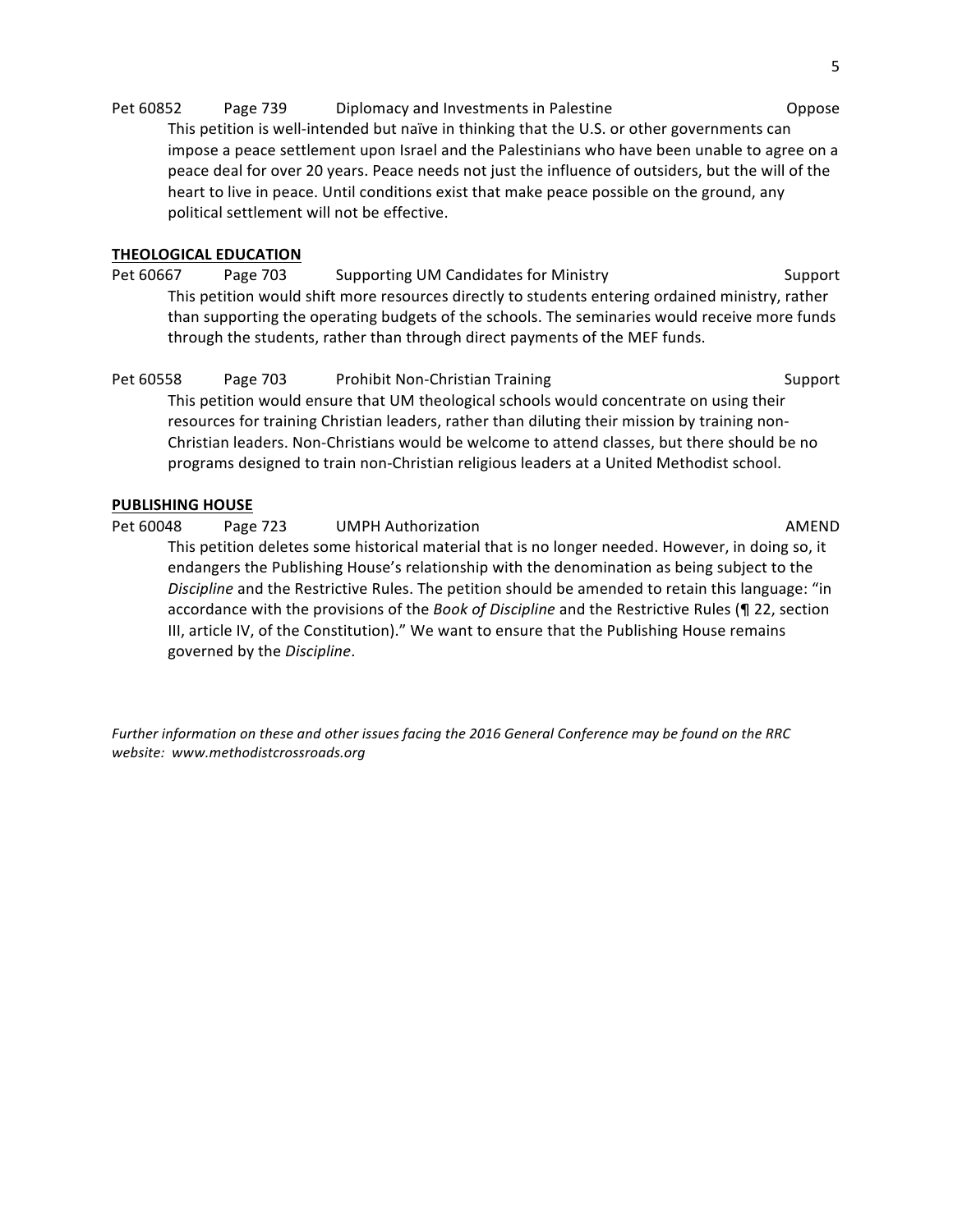Pet 60852 Page 739 Diplomacy and Investments in Palestine Oppose

This petition is well-intended but naïve in thinking that the U.S. or other governments can impose a peace settlement upon Israel and the Palestinians who have been unable to agree on a peace deal for over 20 years. Peace needs not just the influence of outsiders, but the will of the heart to live in peace. Until conditions exist that make peace possible on the ground, any political settlement will not be effective.

## THEOLOGICAL EDUCATION

Pet 60667 Page 703 Supporting UM Candidates for Ministry Support

This petition would shift more resources directly to students entering ordained ministry, rather than supporting the operating budgets of the schools. The seminaries would receive more funds through the students, rather than through direct payments of the MEF funds.

Pet 60558 Page 703 Prohibit Non-Christian Training Support

This petition would ensure that UM theological schools would concentrate on using their resources for training Christian leaders, rather than diluting their mission by training non-Christian leaders. Non-Christians would be welcome to attend classes, but there should be no programs designed to train non-Christian religious leaders at a United Methodist school.

## PUBLISHING HOUSE

Pet 60048 Page 723 UMPH Authorization AMEND

This petition deletes some historical material that is no longer needed. However, in doing so, it endangers the Publishing House's relationship with the denomination as being subject to the *Discipline* and the Restrictive Rules. The petition should be amended to retain this language: "in accordance with the provisions of the *Book of Discipline* and the Restrictive Rules (¶ 22, section III, article IV, of the Constitution)." We want to ensure that the Publishing House remains governed by the *Discipline*.

*Further information on these and other issues facing the 2016 General Conference may be found on the RRC website: www.methodistcrossroads.org*